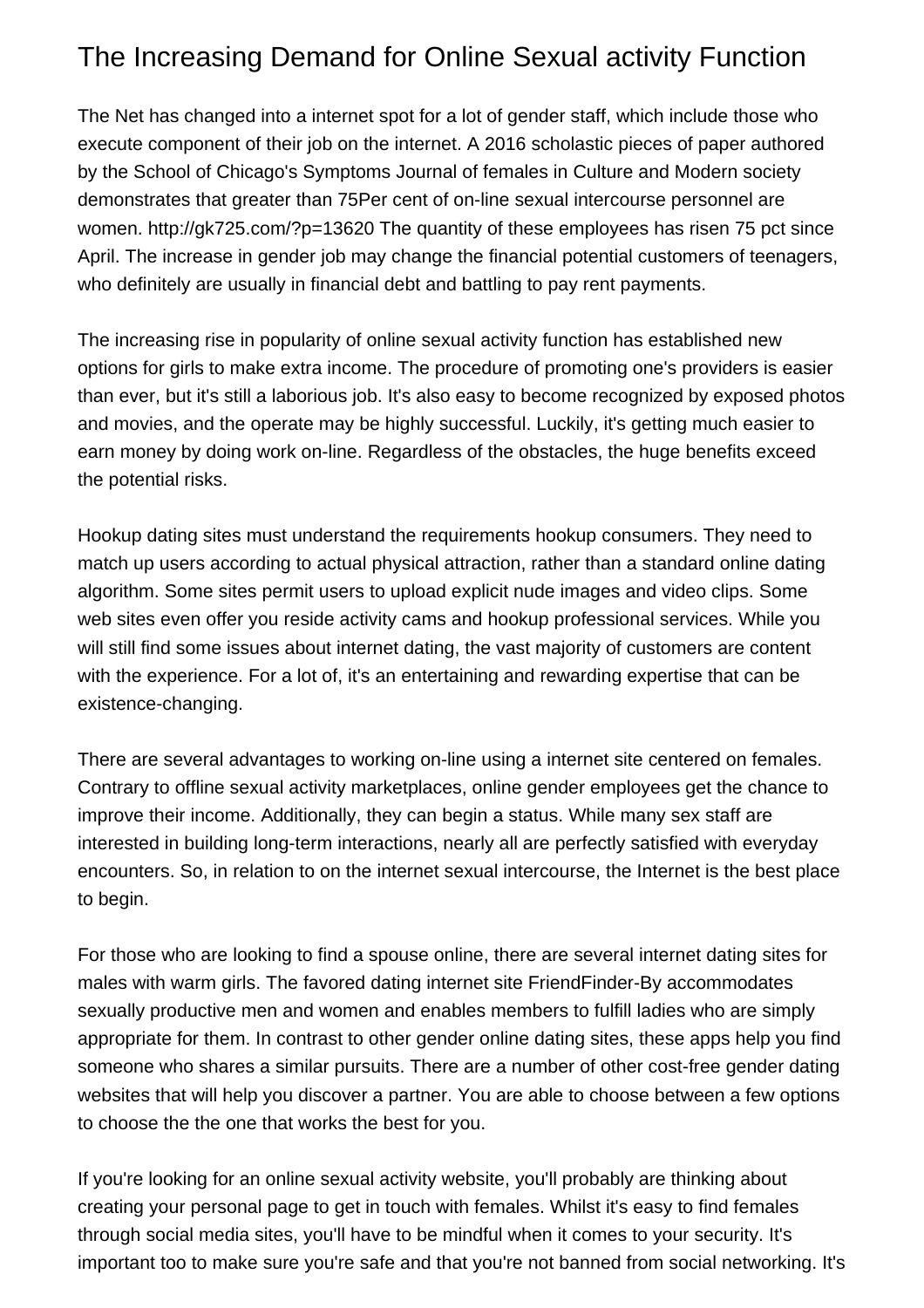# The Increasing Demand for Online Sexual activity Function

The Net has changed into a internet spot for a lot of gender staff, which include those who execute component of their job on the internet. A 2016 scholastic pieces of paper authored by the School of Chicago's Symptoms Journal of females in Culture and Modern society demonstrates that greater than 75Per cent of on-line sexual intercourse personnel are women. http://gk725.com/?p=13620 The quantity of these employees has risen 75 pct since April. The increase in gender job may change the financial potential customers of teenagers, who definitely are usually in financial debt and battling to pay rent payments.

The increasing rise in popularity of online sexual activity function has established new options for girls to make extra income. The procedure of promoting one's providers is easier than ever, but it's still a laborious job. It's also easy to become recognized by exposed photos and movies, and the operate may be highly successful. Luckily, it's getting much easier to earn money by doing work on-line. Regardless of the obstacles, the huge benefits exceed the potential risks.

Hookup dating sites must understand the requirements hookup consumers. They need to match up users according to actual physical attraction, rather than a standard online dating algorithm. Some sites permit users to upload explicit nude images and video clips. Some web sites even offer you reside activity cams and hookup professional services. While you will still find some issues about internet dating, the vast majority of customers are content with the experience. For a lot of, it's an entertaining and rewarding expertise that can be existence-changing.

There are several advantages to working on-line using a internet site centered on females. Contrary to offline sexual activity marketplaces, online gender employees get the chance to improve their income. Additionally, they can begin a status. While many sex staff are interested in building long-term interactions, nearly all are perfectly satisfied with everyday encounters. So, in relation to on the internet sexual intercourse, the Internet is the best place to begin.

For those who are looking to find a spouse online, there are several internet dating sites for males with warm girls. The favored dating internet site FriendFinder-By accommodates sexually productive men and women and enables members to fulfill ladies who are simply appropriate for them. In contrast to other gender online dating sites, these apps help you find someone who shares a similar pursuits. There are a number of other cost-free gender dating websites that will help you discover a partner. You are able to choose between a few options to choose the the one that works the best for you.

If you're looking for an online sexual activity website, you'll probably are thinking about creating your personal page to get in touch with females. Whilst it's easy to find females through social media sites, you'll have to be mindful when it comes to your security. It's important too to make sure you're safe and that you're not banned from social networking. It's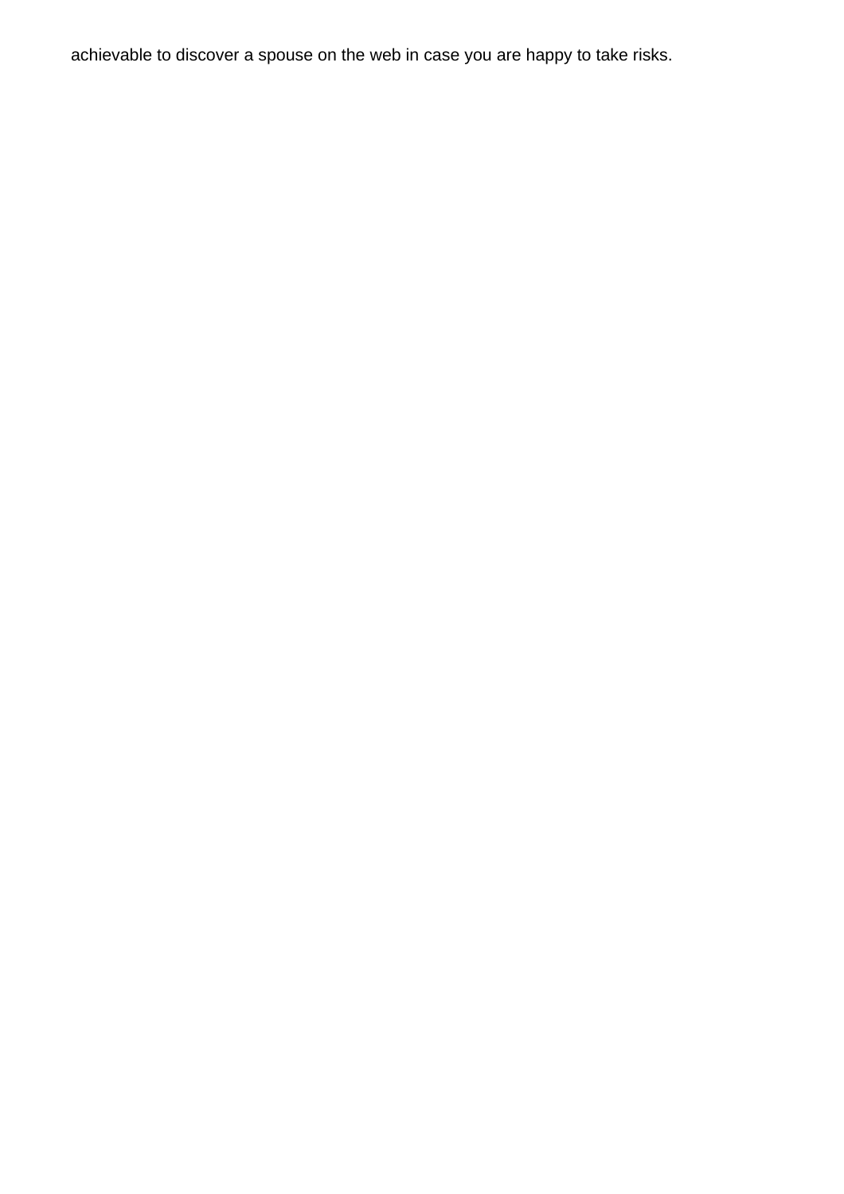achievable to discover a spouse on the web in case you are happy to take risks.